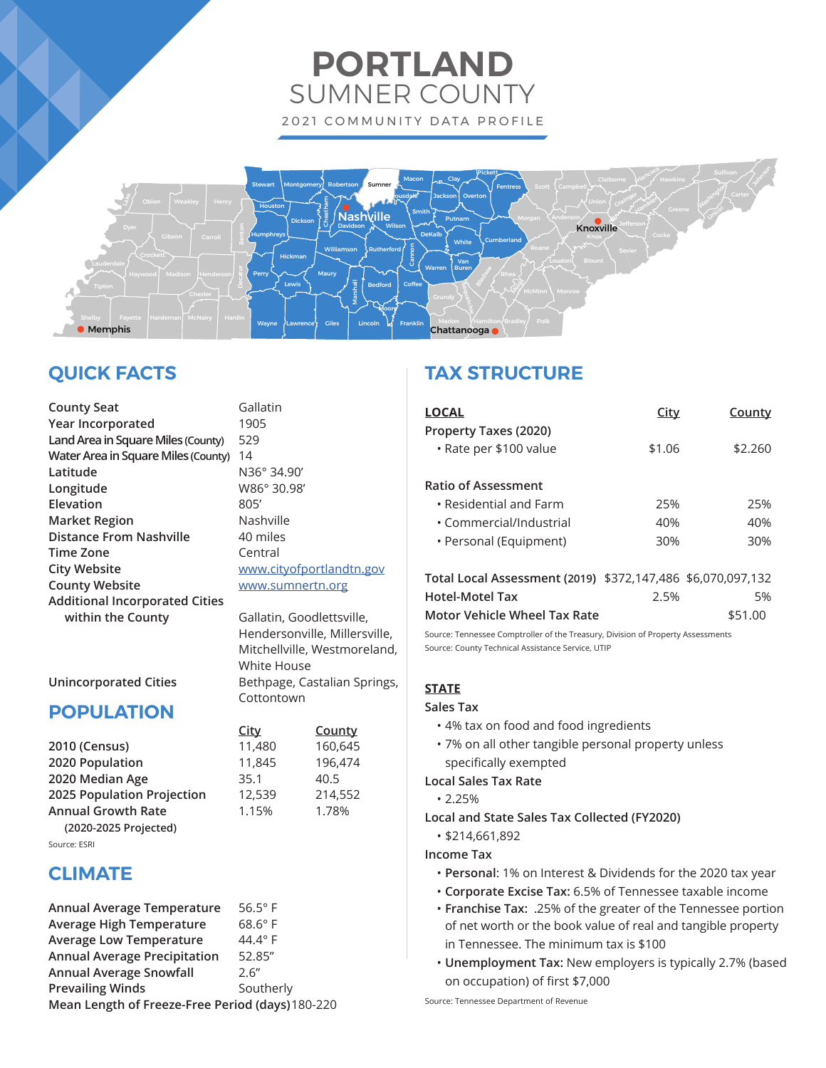# PORTLAND
## SUMNER COUNTY

2021 COMMUNITY DATA PROFILE

## QUICK FACTS

| | |
|---|---|
| County Seat | Gallatin |
| Year Incorporated | 1905 |
| Land Area in Square Miles (County) | 529 |
| Water Area in Square Miles (County) | 14 |
| Latitude | N36° 34.90' |
| Longitude | W86° 30.98' |
| Elevation | 805' |
| Market Region | Nashville |
| Distance From Nashville | 40 miles |
| Time Zone | Central |
| City Website | www.cityofportlandtn.gov |
| County Website | www.sumnertn.org |
| Additional Incorporated Cities within the County | Gallatin, Goodlettsville, Hendersonville, Millersville, Mitchellville, Westmoreland, White House |
| Unincorporated Cities | Bethpage, Castalian Springs, Cottontown |

## POPULATION

| | City | County |
|---|---|---|
| 2010 (Census) | 11,480 | 160,645 |
| 2020 Population | 11,845 | 196,474 |
| 2020 Median Age | 35.1 | 40.5 |
| 2025 Population Projection | 12,539 | 214,552 |
| Annual Growth Rate (2020-2025 Projected) | 1.15% | 1.78% |

Source: ESRI

## CLIMATE

| | |
|---|---|
| Annual Average Temperature | 56.5° F |
| Average High Temperature | 68.6° F |
| Average Low Temperature | 44.4° F |
| Annual Average Precipitation | 52.85" |
| Annual Average Snowfall | 2.6" |
| Prevailing Winds | Southerly |
| Mean Length of Freeze-Free Period (days) | 180-220 |

## TAX STRUCTURE

| LOCAL | City | County |
|---|---|---|
| **Property Taxes (2020)** | | |
| • Rate per $100 value | $1.06 | $2.260 |
| **Ratio of Assessment** | | |
| • Residential and Farm | 25% | 25% |
| • Commercial/Industrial | 40% | 40% |
| • Personal (Equipment) | 30% | 30% |
| **Total Local Assessment (2019)** | $372,147,486 | $6,070,097,132 |
| **Hotel-Motel Tax** | 2.5% | 5% |
| **Motor Vehicle Wheel Tax Rate** | | $51.00 |

Source: Tennessee Comptroller of the Treasury, Division of Property Assessments
Source: County Technical Assistance Service, UTIP

### STATE

**Sales Tax**

- 4% tax on food and food ingredients
- 7% on all other tangible personal property unless specifically exempted

**Local Sales Tax Rate**

- 2.25%

**Local and State Sales Tax Collected (FY2020)**

- $214,661,892

**Income Tax**

- **Personal**: 1% on Interest & Dividends for the 2020 tax year
- **Corporate Excise Tax:** 6.5% of Tennessee taxable income
- **Franchise Tax:** .25% of the greater of the Tennessee portion of net worth or the book value of real and tangible property in Tennessee. The minimum tax is $100
- **Unemployment Tax:** New employers is typically 2.7% (based on occupation) of first $7,000

Source: Tennessee Department of Revenue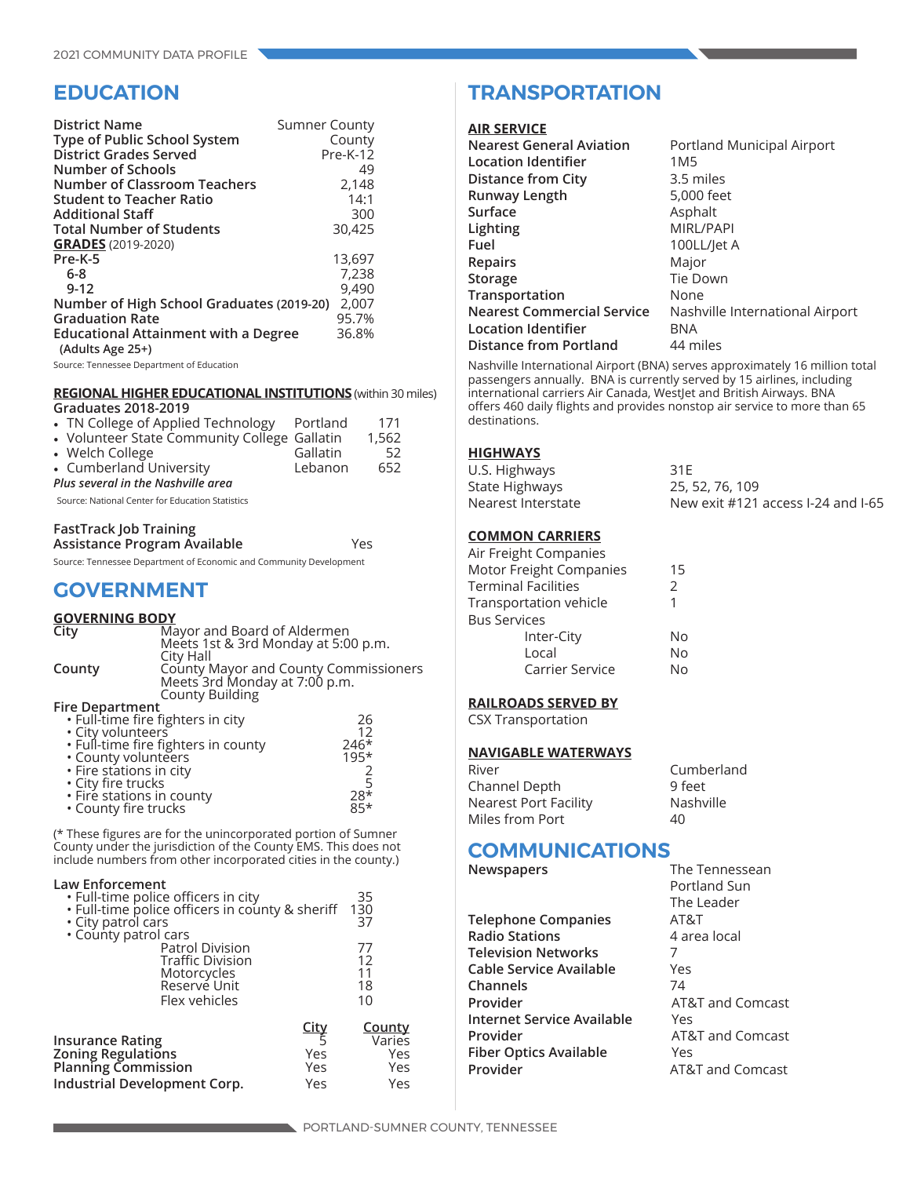# EDUCATION

| | |
|---|---|
| **District Name** | Sumner County |
| **Type of Public School System** | County |
| **District Grades Served** | Pre-K-12 |
| **Number of Schools** | 49 |
| **Number of Classroom Teachers** | 2,148 |
| **Student to Teacher Ratio** | 14:1 |
| **Additional Staff** | 300 |
| **Total Number of Students** | 30,425 |
| **GRADES** (2019-2020) | |
| **Pre-K-5** | 13,697 |
| **6-8** | 7,238 |
| **9-12** | 9,490 |
| **Number of High School Graduates** (2019-20) | 2,007 |
| **Graduation Rate** | 95.7% |
| **Educational Attainment with a Degree** (Adults Age 25+) | 36.8% |

Source: Tennessee Department of Education

**REGIONAL HIGHER EDUCATIONAL INSTITUTIONS** (within 30 miles)

**Graduates 2018-2019**

| | | |
|---|---|---|
| • TN College of Applied Technology | Portland | 171 |
| • Volunteer State Community College | Gallatin | 1,562 |
| • Welch College | Gallatin | 52 |
| • Cumberland University | Lebanon | 652 |

***Plus several in the Nashville area***

Source: National Center for Education Statistics

FastTrack Job Training Assistance Program Available — Yes

Source: Tennessee Department of Economic and Community Development

# GOVERNMENT

**GOVERNING BODY**

**City** — Mayor and Board of Aldermen
Meets 1st & 3rd Monday at 5:00 p.m.
City Hall

**County** — County Mayor and County Commissioners
Meets 3rd Monday at 7:00 p.m.
County Building

**Fire Department**

| | |
|---|---|
| • Full-time fire fighters in city | 26 |
| • City volunteers | 12 |
| • Full-time fire fighters in county | 246* |
| • County volunteers | 195* |
| • Fire stations in city | 2 |
| • City fire trucks | 5 |
| • Fire stations in county | 28* |
| • County fire trucks | 85* |

(* These figures are for the unincorporated portion of Sumner County under the jurisdiction of the County EMS. This does not include numbers from other incorporated cities in the county.)

**Law Enforcement**

| | |
|---|---|
| • Full-time police officers in city | 35 |
| • Full-time police officers in county & sheriff | 130 |
| • City patrol cars | 37 |
| • County patrol cars | |
| Patrol Division | 77 |
| Traffic Division | 12 |
| Motorcycles | 11 |
| Reserve Unit | 18 |
| Flex vehicles | 10 |

| | City | County |
|---|---|---|
| **Insurance Rating** | 5 | Varies |
| **Zoning Regulations** | Yes | Yes |
| **Planning Commission** | Yes | Yes |
| **Industrial Development Corp.** | Yes | Yes |

# TRANSPORTATION

**AIR SERVICE**

| | |
|---|---|
| **Nearest General Aviation** | Portland Municipal Airport |
| **Location Identifier** | 1M5 |
| **Distance from City** | 3.5 miles |
| **Runway Length** | 5,000 feet |
| **Surface** | Asphalt |
| **Lighting** | MIRL/PAPI |
| **Fuel** | 100LL/Jet A |
| **Repairs** | Major |
| **Storage** | Tie Down |
| **Transportation** | None |
| **Nearest Commercial Service** | Nashville International Airport |
| **Location Identifier** | BNA |
| **Distance from Portland** | 44 miles |

Nashville International Airport (BNA) serves approximately 16 million total passengers annually. BNA is currently served by 15 airlines, including international carriers Air Canada, WestJet and British Airways. BNA offers 460 daily flights and provides nonstop air service to more than 65 destinations.

**HIGHWAYS**

| | |
|---|---|
| U.S. Highways | 31E |
| State Highways | 25, 52, 76, 109 |
| Nearest Interstate | New exit #121 access I-24 and I-65 |

**COMMON CARRIERS**

| | |
|---|---|
| Air Freight Companies | |
| Motor Freight Companies | 15 |
| Terminal Facilities | 2 |
| Transportation vehicle | 1 |
| Bus Services | |
| Inter-City | No |
| Local | No |
| Carrier Service | No |

**RAILROADS SERVED BY**

CSX Transportation

**NAVIGABLE WATERWAYS**

| | |
|---|---|
| River | Cumberland |
| Channel Depth | 9 feet |
| Nearest Port Facility | Nashville |
| Miles from Port | 40 |

# COMMUNICATIONS

| | |
|---|---|
| **Newspapers** | The Tennessean<br>Portland Sun<br>The Leader |
| **Telephone Companies** | AT&T |
| **Radio Stations** | 4 area local |
| **Television Networks** | 7 |
| **Cable Service Available** | Yes |
| **Channels** | 74 |
| **Provider** | AT&T and Comcast |
| **Internet Service Available** | Yes |
| **Provider** | AT&T and Comcast |
| **Fiber Optics Available** | Yes |
| **Provider** | AT&T and Comcast |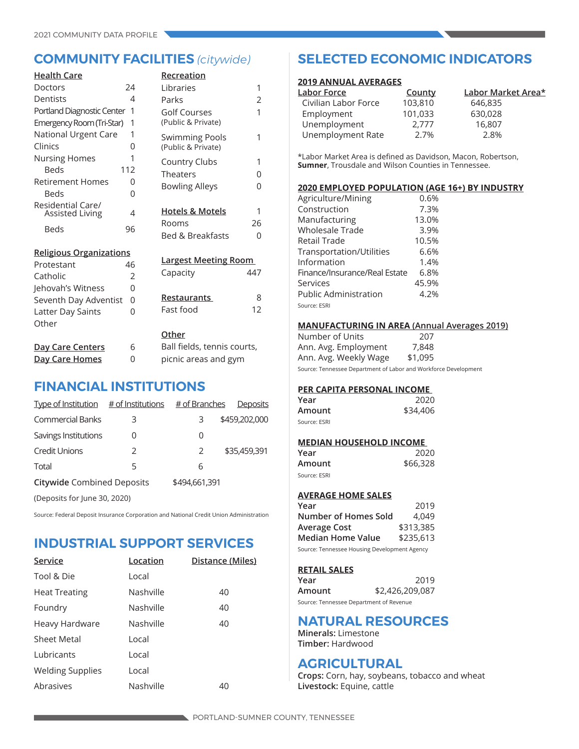## COMMUNITY FACILITIES *(citywide)*

**Health Care**

| | |
|---|---|
| Doctors | 24 |
| Dentists | 4 |
| Portland Diagnostic Center | 1 |
| Emergency Room (Tri-Star) | 1 |
| National Urgent Care | 1 |
| Clinics | 0 |
| Nursing Homes | 1 |
| Beds | 112 |
| Retirement Homes | 0 |
| Beds | 0 |
| Residential Care/ Assisted Living | 4 |
| Beds | 96 |

**Religious Organizations**

| | |
|---|---|
| Protestant | 46 |
| Catholic | 2 |
| Jehovah's Witness | 0 |
| Seventh Day Adventist | 0 |
| Latter Day Saints | 0 |
| Other | |

| | |
|---|---|
| **Day Care Centers** | 6 |
| **Day Care Homes** | 0 |

**Recreation**

| | |
|---|---|
| Libraries | 1 |
| Parks | 2 |
| Golf Courses (Public & Private) | 1 |
| Swimming Pools (Public & Private) | 1 |
| Country Clubs | 1 |
| Theaters | 0 |
| Bowling Alleys | 0 |

| | |
|---|---|
| **Hotels & Motels** | 1 |
| Rooms | 26 |
| Bed & Breakfasts | 0 |

| | |
|---|---|
| **Largest Meeting Room** | |
| Capacity | 447 |

| | |
|---|---|
| **Restaurants** | 8 |
| Fast food | 12 |

**Other**

Ball fields, tennis courts, picnic areas and gym

## FINANCIAL INSTITUTIONS

| Type of Institution | # of Institutions | # of Branches | Deposits |
|---|---|---|---|
| Commercial Banks | 3 | 3 | $459,202,000 |
| Savings Institutions | 0 | 0 | |
| Credit Unions | 2 | 2 | $35,459,391 |
| Total | 5 | 6 | |

**Citywide** Combined Deposits $494,661,391

(Deposits for June 30, 2020)

Source: Federal Deposit Insurance Corporation and National Credit Union Administration

## INDUSTRIAL SUPPORT SERVICES

| Service | Location | Distance (Miles) |
|---|---|---|
| Tool & Die | Local | |
| Heat Treating | Nashville | 40 |
| Foundry | Nashville | 40 |
| Heavy Hardware | Nashville | 40 |
| Sheet Metal | Local | |
| Lubricants | Local | |
| Welding Supplies | Local | |
| Abrasives | Nashville | 40 |

## SELECTED ECONOMIC INDICATORS

**2019 ANNUAL AVERAGES**

| Labor Force | County | Labor Market Area* |
|---|---|---|
| Civilian Labor Force | 103,810 | 646,835 |
| Employment | 101,033 | 630,028 |
| Unemployment | 2,777 | 16,807 |
| Unemployment Rate | 2.7% | 2.8% |

*Labor Market Area is defined as Davidson, Macon, Robertson, **Sumner**, Trousdale and Wilson Counties in Tennessee.

**2020 EMPLOYED POPULATION (AGE 16+) BY INDUSTRY**

| | |
|---|---|
| Agriculture/Mining | 0.6% |
| Construction | 7.3% |
| Manufacturing | 13.0% |
| Wholesale Trade | 3.9% |
| Retail Trade | 10.5% |
| Transportation/Utilities | 6.6% |
| Information | 1.4% |
| Finance/Insurance/Real Estate | 6.8% |
| Services | 45.9% |
| Public Administration | 4.2% |

Source: ESRI

**MANUFACTURING IN AREA (Annual Averages 2019)**

| | |
|---|---|
| Number of Units | 207 |
| Ann. Avg. Employment | 7,848 |
| Ann. Avg. Weekly Wage | $1,095 |

Source: Tennessee Department of Labor and Workforce Development

**PER CAPITA PERSONAL INCOME**

| | |
|---|---|
| Year | 2020 |
| Amount | $34,406 |

Source: ESRI

**MEDIAN HOUSEHOLD INCOME**

| | |
|---|---|
| Year | 2020 |
| Amount | $66,328 |

Source: ESRI

**AVERAGE HOME SALES**

| | |
|---|---|
| Year | 2019 |
| Number of Homes Sold | 4,049 |
| Average Cost | $313,385 |
| Median Home Value | $235,613 |

Source: Tennessee Housing Development Agency

**RETAIL SALES**

| | |
|---|---|
| Year | 2019 |
| Amount | $2,426,209,087 |

Source: Tennessee Department of Revenue

## NATURAL RESOURCES

**Minerals:** Limestone
**Timber:** Hardwood

## AGRICULTURAL

**Crops:** Corn, hay, soybeans, tobacco and wheat
**Livestock:** Equine, cattle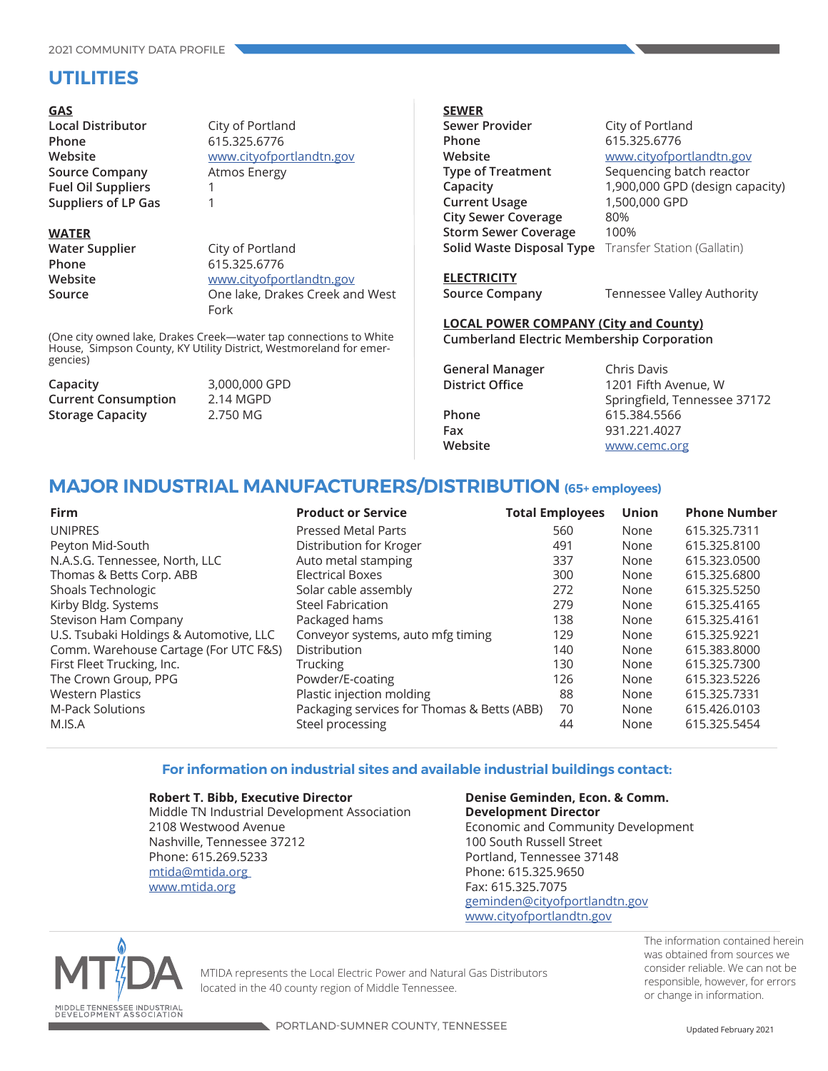# UTILITIES

**GAS**

| | |
|---|---|
| **Local Distributor** | City of Portland |
| **Phone** | 615.325.6776 |
| **Website** | www.cityofportlandtn.gov |
| **Source Company** | Atmos Energy |
| **Fuel Oil Suppliers** | 1 |
| **Suppliers of LP Gas** | 1 |

**WATER**

| | |
|---|---|
| **Water Supplier** | City of Portland |
| **Phone** | 615.325.6776 |
| **Website** | www.cityofportlandtn.gov |
| **Source** | One lake, Drakes Creek and West Fork |

(One city owned lake, Drakes Creek—water tap connections to White House, Simpson County, KY Utility District, Westmoreland for emergencies)

| | |
|---|---|
| **Capacity** | 3,000,000 GPD |
| **Current Consumption** | 2.14 MGPD |
| **Storage Capacity** | 2.750 MG |

**SEWER**

| | |
|---|---|
| **Sewer Provider** | City of Portland |
| **Phone** | 615.325.6776 |
| **Website** | www.cityofportlandtn.gov |
| **Type of Treatment** | Sequencing batch reactor |
| **Capacity** | 1,900,000 GPD (design capacity) |
| **Current Usage** | 1,500,000 GPD |
| **City Sewer Coverage** | 80% |
| **Storm Sewer Coverage** | 100% |
| **Solid Waste Disposal Type** | Transfer Station (Gallatin) |

**ELECTRICITY**

| | |
|---|---|
| **Source Company** | Tennessee Valley Authority |

**LOCAL POWER COMPANY (City and County)**
**Cumberland Electric Membership Corporation**

| | |
|---|---|
| **General Manager** | Chris Davis |
| **District Office** | 1201 Fifth Avenue, W<br>Springfield, Tennessee 37172 |
| **Phone** | 615.384.5566 |
| **Fax** | 931.221.4027 |
| **Website** | www.cemc.org |

# MAJOR INDUSTRIAL MANUFACTURERS/DISTRIBUTION (65+ employees)

| Firm | Product or Service | Total Employees | Union | Phone Number |
|---|---|---|---|---|
| UNIPRES | Pressed Metal Parts | 560 | None | 615.325.7311 |
| Peyton Mid-South | Distribution for Kroger | 491 | None | 615.325.8100 |
| N.A.S.G. Tennessee, North, LLC | Auto metal stamping | 337 | None | 615.323.0500 |
| Thomas & Betts Corp. ABB | Electrical Boxes | 300 | None | 615.325.6800 |
| Shoals Technologic | Solar cable assembly | 272 | None | 615.325.5250 |
| Kirby Bldg. Systems | Steel Fabrication | 279 | None | 615.325.4165 |
| Stevison Ham Company | Packaged hams | 138 | None | 615.325.4161 |
| U.S. Tsubaki Holdings & Automotive, LLC | Conveyor systems, auto mfg timing | 129 | None | 615.325.9221 |
| Comm. Warehouse Cartage (For UTC F&S) | Distribution | 140 | None | 615.383.8000 |
| First Fleet Trucking, Inc. | Trucking | 130 | None | 615.325.7300 |
| The Crown Group, PPG | Powder/E-coating | 126 | None | 615.323.5226 |
| Western Plastics | Plastic injection molding | 88 | None | 615.325.7331 |
| M-Pack Solutions | Packaging services for Thomas & Betts (ABB) | 70 | None | 615.426.0103 |
| M.IS.A | Steel processing | 44 | None | 615.325.5454 |

**For information on industrial sites and available industrial buildings contact:**

**Robert T. Bibb, Executive Director**
Middle TN Industrial Development Association
2108 Westwood Avenue
Nashville, Tennessee 37212
Phone: 615.269.5233
mtida@mtida.org
www.mtida.org

**Denise Geminden, Econ. & Comm. Development Director**
Economic and Community Development
100 South Russell Street
Portland, Tennessee 37148
Phone: 615.325.9650
Fax: 615.325.7075
geminden@cityofportlandtn.gov
www.cityofportlandtn.gov

MTIDA
MIDDLE TENNESSEE INDUSTRIAL DEVELOPMENT ASSOCIATION

MTIDA represents the Local Electric Power and Natural Gas Distributors located in the 40 county region of Middle Tennessee.

The information contained herein was obtained from sources we consider reliable. We can not be responsible, however, for errors or change in information.

Updated February 2021